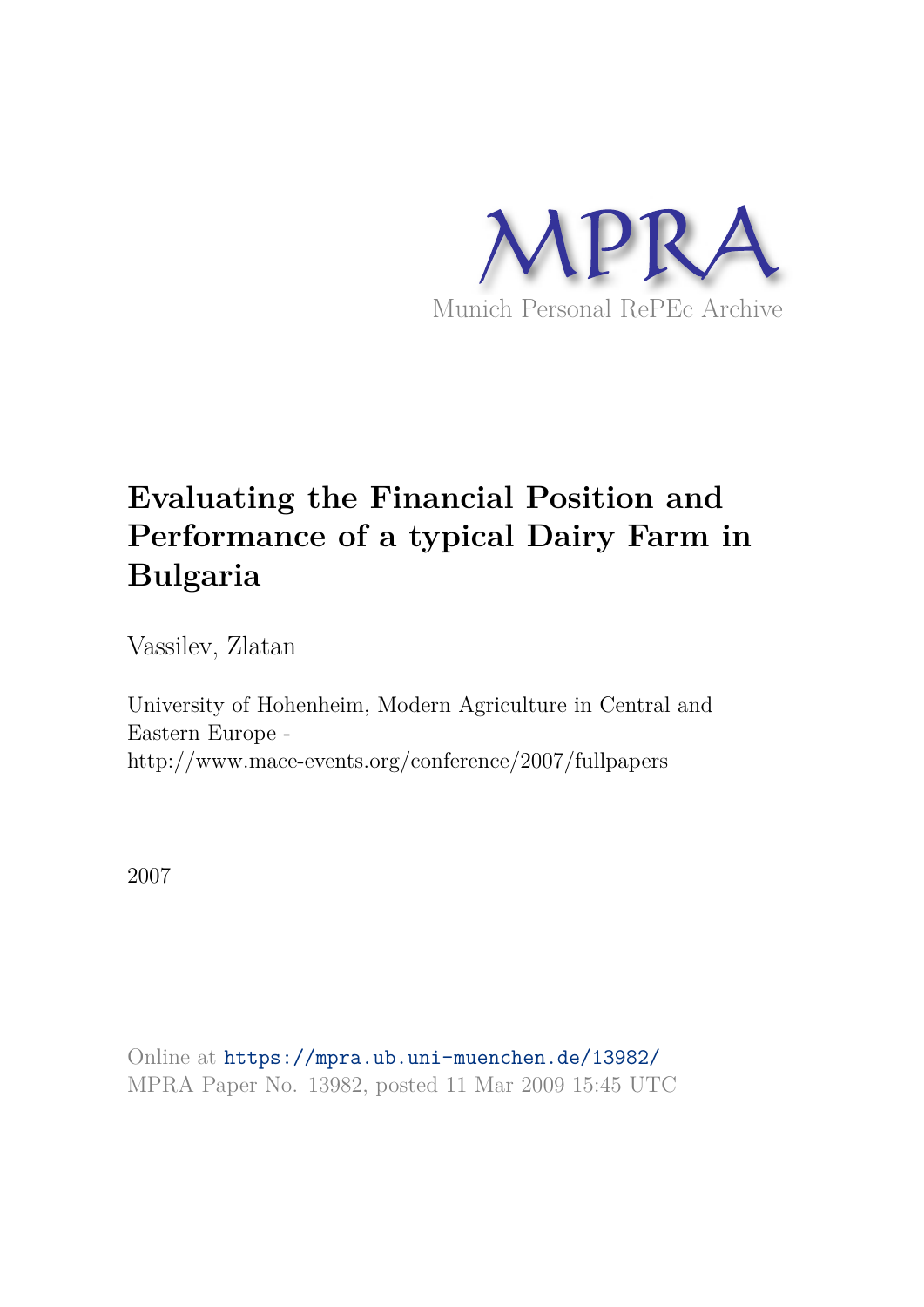MPRA

Munich Personal RePEc Archive

# Evaluating the Financial Position and Performance of a typical Dairy Farm in Bulgaria

Vassilev, Zlatan

University of Hohenheim, Modern Agriculture in Central and Eastern Europe - http://www.mace-events.org/conference/2007/fullpapers

2007

Online at https://mpra.ub.uni-muenchen.de/13982/
MPRA Paper No. 13982, posted 11 Mar 2009 15:45 UTC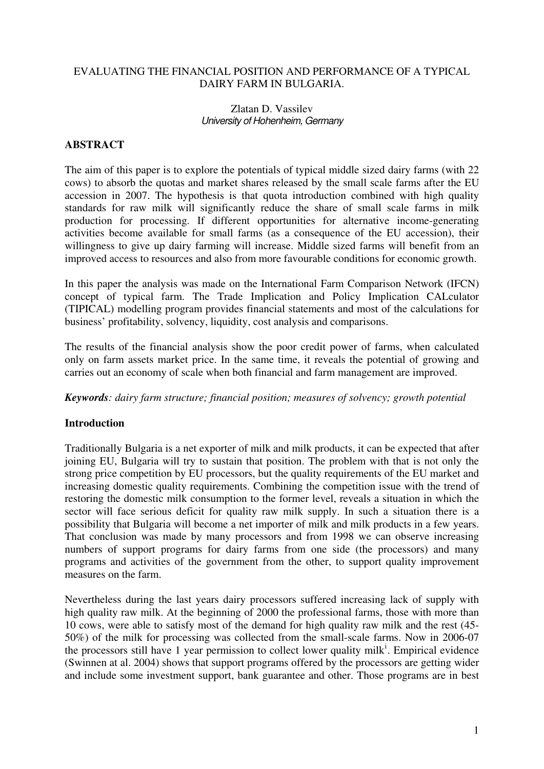EVALUATING THE FINANCIAL POSITION AND PERFORMANCE OF A TYPICAL DAIRY FARM IN BULGARIA.

Zlatan D. Vassilev
*University of Hohenheim, Germany*

## ABSTRACT

The aim of this paper is to explore the potentials of typical middle sized dairy farms (with 22 cows) to absorb the quotas and market shares released by the small scale farms after the EU accession in 2007. The hypothesis is that quota introduction combined with high quality standards for raw milk will significantly reduce the share of small scale farms in milk production for processing. If different opportunities for alternative income-generating activities become available for small farms (as a consequence of the EU accession), their willingness to give up dairy farming will increase. Middle sized farms will benefit from an improved access to resources and also from more favourable conditions for economic growth.

In this paper the analysis was made on the International Farm Comparison Network (IFCN) concept of typical farm. The Trade Implication and Policy Implication CALculator (TIPICAL) modelling program provides financial statements and most of the calculations for business' profitability, solvency, liquidity, cost analysis and comparisons.

The results of the financial analysis show the poor credit power of farms, when calculated only on farm assets market price. In the same time, it reveals the potential of growing and carries out an economy of scale when both financial and farm management are improved.

***Keywords****: dairy farm structure; financial position; measures of solvency; growth potential*

## Introduction

Traditionally Bulgaria is a net exporter of milk and milk products, it can be expected that after joining EU, Bulgaria will try to sustain that position. The problem with that is not only the strong price competition by EU processors, but the quality requirements of the EU market and increasing domestic quality requirements. Combining the competition issue with the trend of restoring the domestic milk consumption to the former level, reveals a situation in which the sector will face serious deficit for quality raw milk supply. In such a situation there is a possibility that Bulgaria will become a net importer of milk and milk products in a few years. That conclusion was made by many processors and from 1998 we can observe increasing numbers of support programs for dairy farms from one side (the processors) and many programs and activities of the government from the other, to support quality improvement measures on the farm.

Nevertheless during the last years dairy processors suffered increasing lack of supply with high quality raw milk. At the beginning of 2000 the professional farms, those with more than 10 cows, were able to satisfy most of the demand for high quality raw milk and the rest (45-50%) of the milk for processing was collected from the small-scale farms. Now in 2006-07 the processors still have 1 year permission to collect lower quality milk[i]. Empirical evidence (Swinnen at al. 2004) shows that support programs offered by the processors are getting wider and include some investment support, bank guarantee and other. Those programs are in best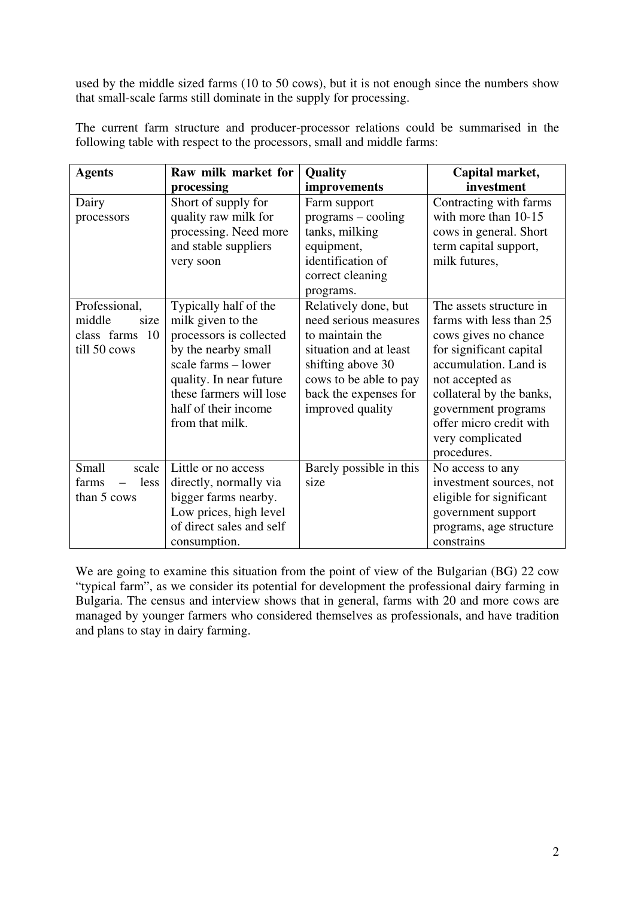used by the middle sized farms (10 to 50 cows), but it is not enough since the numbers show that small-scale farms still dominate in the supply for processing.

The current farm structure and producer-processor relations could be summarised in the following table with respect to the processors, small and middle farms:

| **Agents** | **Raw milk market for processing** | **Quality improvements** | **Capital market, investment** |
|---|---|---|---|
| Dairy processors | Short of supply for quality raw milk for processing. Need more and stable suppliers very soon | Farm support programs – cooling tanks, milking equipment, identification of correct cleaning programs. | Contracting with farms with more than 10-15 cows in general. Short term capital support, milk futures, |
| Professional, middle size class farms 10 till 50 cows | Typically half of the milk given to the processors is collected by the nearby small scale farms – lower quality. In near future these farmers will lose half of their income from that milk. | Relatively done, but need serious measures to maintain the situation and at least shifting above 30 cows to be able to pay back the expenses for improved quality | The assets structure in farms with less than 25 cows gives no chance for significant capital accumulation. Land is not accepted as collateral by the banks, government programs offer micro credit with very complicated procedures. |
| Small scale farms – less than 5 cows | Little or no access directly, normally via bigger farms nearby. Low prices, high level of direct sales and self consumption. | Barely possible in this size | No access to any investment sources, not eligible for significant government support programs, age structure constrains |

We are going to examine this situation from the point of view of the Bulgarian (BG) 22 cow "typical farm", as we consider its potential for development the professional dairy farming in Bulgaria. The census and interview shows that in general, farms with 20 and more cows are managed by younger farmers who considered themselves as professionals, and have tradition and plans to stay in dairy farming.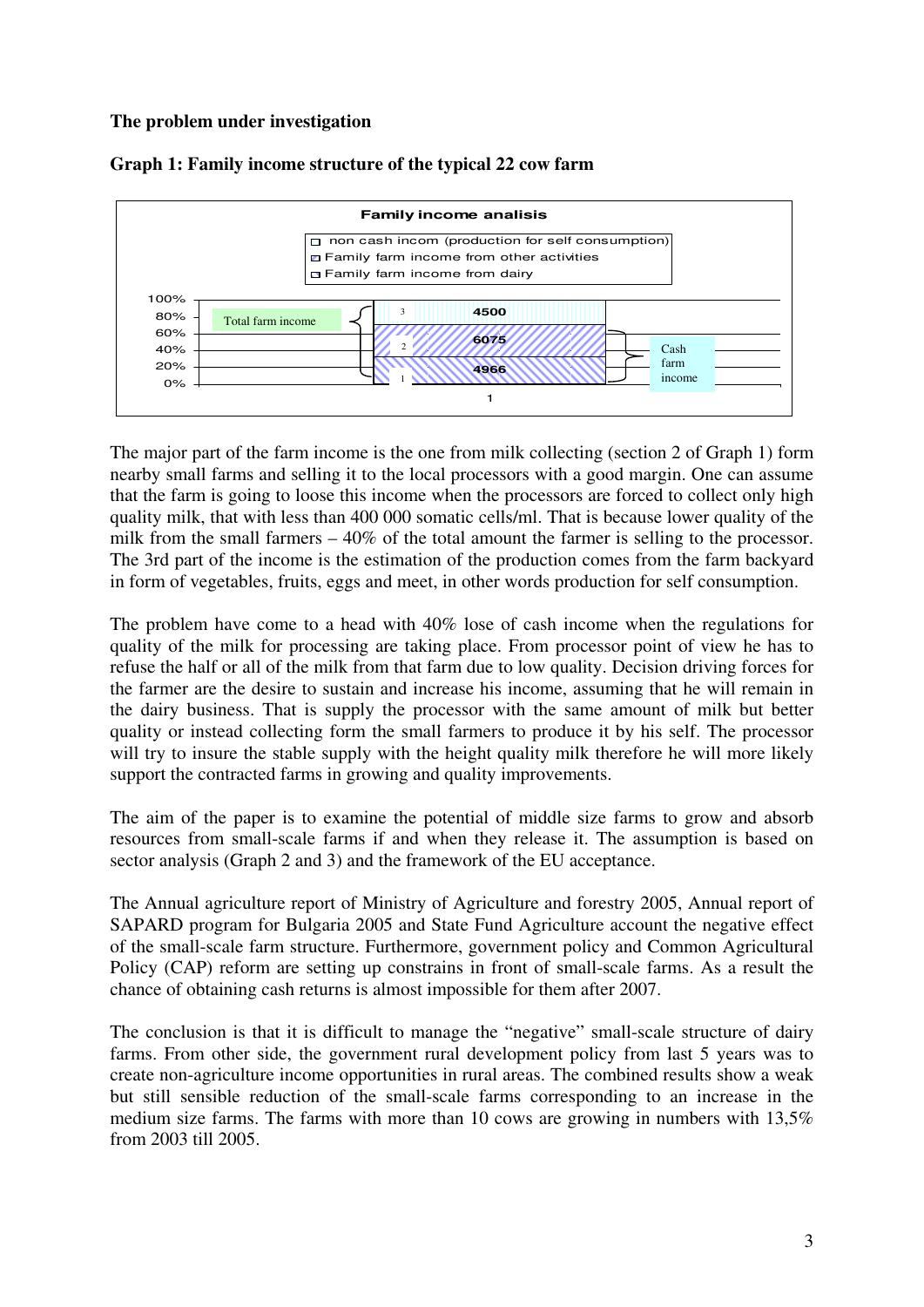**The problem under investigation**

**Graph 1: Family income structure of the typical 22 cow farm**

Family income analisis

non cash incom (production for self consumption)

Family farm income from other activities

Family farm income from dairy

100%

80%

60%

40%

20%

0%

Total farm income

3

4500

2

6075

1

4966

Cash farm income

1

The major part of the farm income is the one from milk collecting (section 2 of Graph 1) form nearby small farms and selling it to the local processors with a good margin. One can assume that the farm is going to loose this income when the processors are forced to collect only high quality milk, that with less than 400 000 somatic cells/ml. That is because lower quality of the milk from the small farmers – 40% of the total amount the farmer is selling to the processor. The 3rd part of the income is the estimation of the production comes from the farm backyard in form of vegetables, fruits, eggs and meet, in other words production for self consumption.

The problem have come to a head with 40% lose of cash income when the regulations for quality of the milk for processing are taking place. From processor point of view he has to refuse the half or all of the milk from that farm due to low quality. Decision driving forces for the farmer are the desire to sustain and increase his income, assuming that he will remain in the dairy business. That is supply the processor with the same amount of milk but better quality or instead collecting form the small farmers to produce it by his self. The processor will try to insure the stable supply with the height quality milk therefore he will more likely support the contracted farms in growing and quality improvements.

The aim of the paper is to examine the potential of middle size farms to grow and absorb resources from small-scale farms if and when they release it. The assumption is based on sector analysis (Graph 2 and 3) and the framework of the EU acceptance.

The Annual agriculture report of Ministry of Agriculture and forestry 2005, Annual report of SAPARD program for Bulgaria 2005 and State Fund Agriculture account the negative effect of the small-scale farm structure. Furthermore, government policy and Common Agricultural Policy (CAP) reform are setting up constrains in front of small-scale farms. As a result the chance of obtaining cash returns is almost impossible for them after 2007.

The conclusion is that it is difficult to manage the "negative" small-scale structure of dairy farms. From other side, the government rural development policy from last 5 years was to create non-agriculture income opportunities in rural areas. The combined results show a weak but still sensible reduction of the small-scale farms corresponding to an increase in the medium size farms. The farms with more than 10 cows are growing in numbers with 13,5% from 2003 till 2005.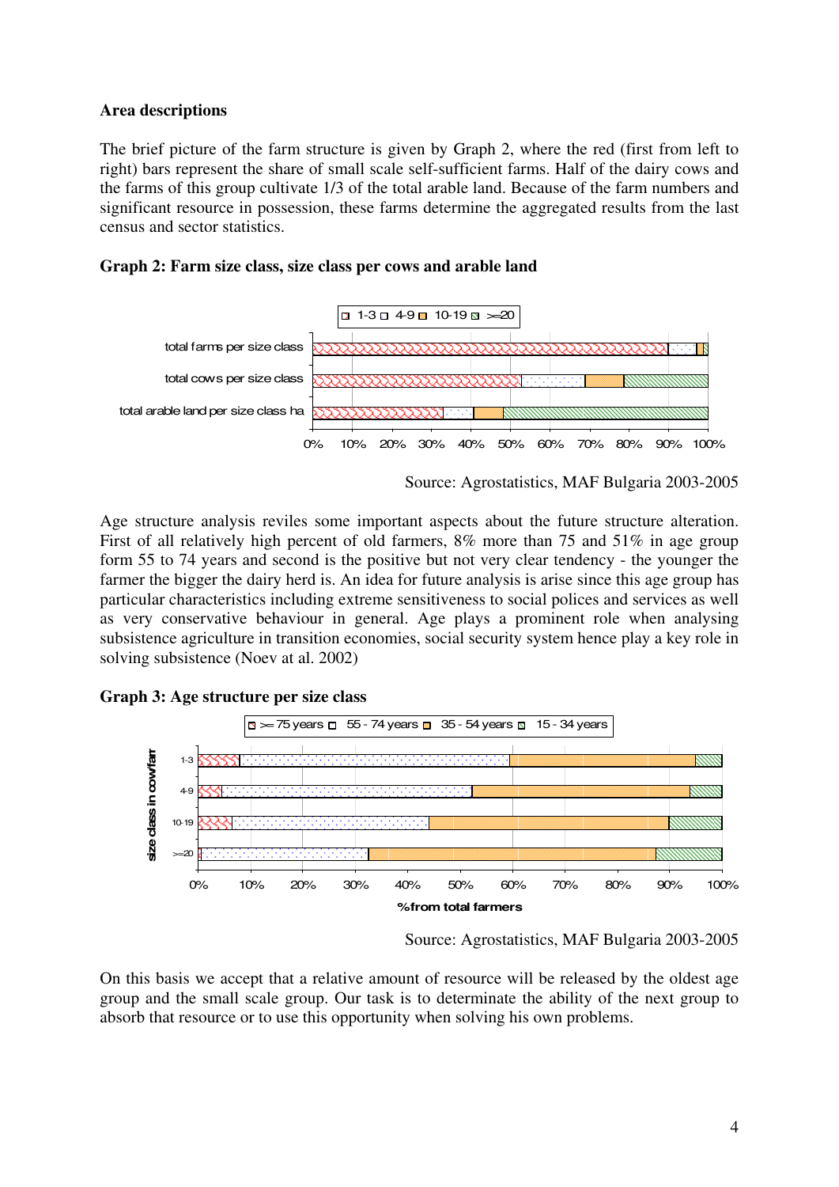**Area descriptions**

The brief picture of the farm structure is given by Graph 2, where the red (first from left to right) bars represent the share of small scale self-sufficient farms. Half of the dairy cows and the farms of this group cultivate 1/3 of the total arable land. Because of the farm numbers and significant resource in possession, these farms determine the aggregated results from the last census and sector statistics.

**Graph 2: Farm size class, size class per cows and arable land**

1-3 4-9 10-19 >=20

total farms per size class

total cows per size class

total arable land per size class ha

0% 10% 20% 30% 40% 50% 60% 70% 80% 90% 100%

Source: Agrostatistics, MAF Bulgaria 2003-2005

Age structure analysis reviles some important aspects about the future structure alteration. First of all relatively high percent of old farmers, 8% more than 75 and 51% in age group form 55 to 74 years and second is the positive but not very clear tendency - the younger the farmer the bigger the dairy herd is. An idea for future analysis is arise since this age group has particular characteristics including extreme sensitiveness to social polices and services as well as very conservative behaviour in general. Age plays a prominent role when analysing subsistence agriculture in transition economies, social security system hence play a key role in solving subsistence (Noev at al. 2002)

**Graph 3: Age structure per size class**

>= 75 years 55 - 74 years 35 - 54 years 15 - 34 years

size class in cow/farm

1-3

4-9

10-19

>=20

0% 10% 20% 30% 40% 50% 60% 70% 80% 90% 100%

%from total farmers

Source: Agrostatistics, MAF Bulgaria 2003-2005

On this basis we accept that a relative amount of resource will be released by the oldest age group and the small scale group. Our task is to determinate the ability of the next group to absorb that resource or to use this opportunity when solving his own problems.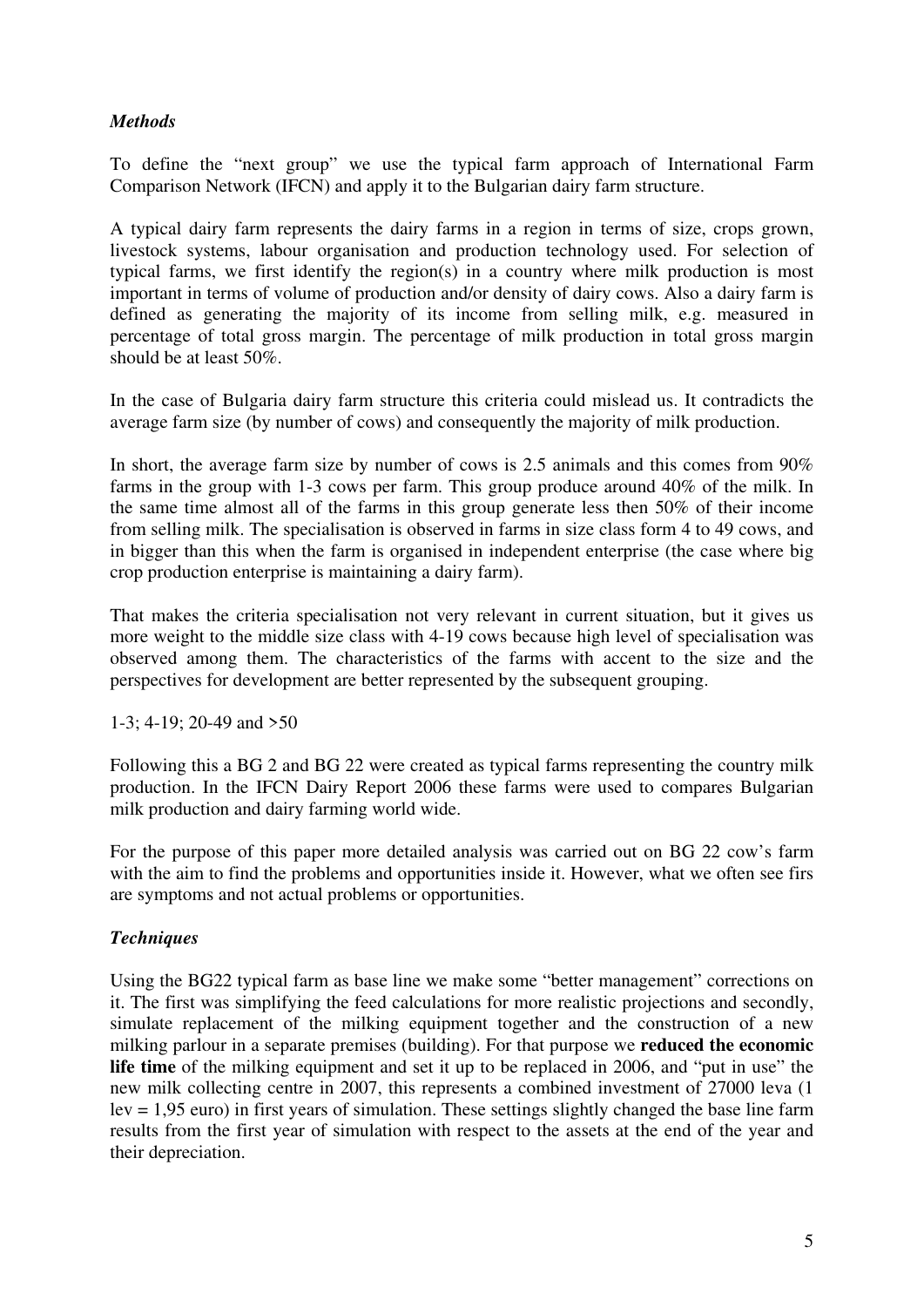### *Methods*

To define the "next group" we use the typical farm approach of International Farm Comparison Network (IFCN) and apply it to the Bulgarian dairy farm structure.

A typical dairy farm represents the dairy farms in a region in terms of size, crops grown, livestock systems, labour organisation and production technology used. For selection of typical farms, we first identify the region(s) in a country where milk production is most important in terms of volume of production and/or density of dairy cows. Also a dairy farm is defined as generating the majority of its income from selling milk, e.g. measured in percentage of total gross margin. The percentage of milk production in total gross margin should be at least 50%.

In the case of Bulgaria dairy farm structure this criteria could mislead us. It contradicts the average farm size (by number of cows) and consequently the majority of milk production.

In short, the average farm size by number of cows is 2.5 animals and this comes from 90% farms in the group with 1-3 cows per farm. This group produce around 40% of the milk. In the same time almost all of the farms in this group generate less then 50% of their income from selling milk. The specialisation is observed in farms in size class form 4 to 49 cows, and in bigger than this when the farm is organised in independent enterprise (the case where big crop production enterprise is maintaining a dairy farm).

That makes the criteria specialisation not very relevant in current situation, but it gives us more weight to the middle size class with 4-19 cows because high level of specialisation was observed among them. The characteristics of the farms with accent to the size and the perspectives for development are better represented by the subsequent grouping.

1-3; 4-19; 20-49 and >50

Following this a BG 2 and BG 22 were created as typical farms representing the country milk production. In the IFCN Dairy Report 2006 these farms were used to compares Bulgarian milk production and dairy farming world wide.

For the purpose of this paper more detailed analysis was carried out on BG 22 cow's farm with the aim to find the problems and opportunities inside it. However, what we often see firs are symptoms and not actual problems or opportunities.

### *Techniques*

Using the BG22 typical farm as base line we make some "better management" corrections on it. The first was simplifying the feed calculations for more realistic projections and secondly, simulate replacement of the milking equipment together and the construction of a new milking parlour in a separate premises (building). For that purpose we **reduced the economic life time** of the milking equipment and set it up to be replaced in 2006, and "put in use" the new milk collecting centre in 2007, this represents a combined investment of 27000 leva (1 lev = 1,95 euro) in first years of simulation. These settings slightly changed the base line farm results from the first year of simulation with respect to the assets at the end of the year and their depreciation.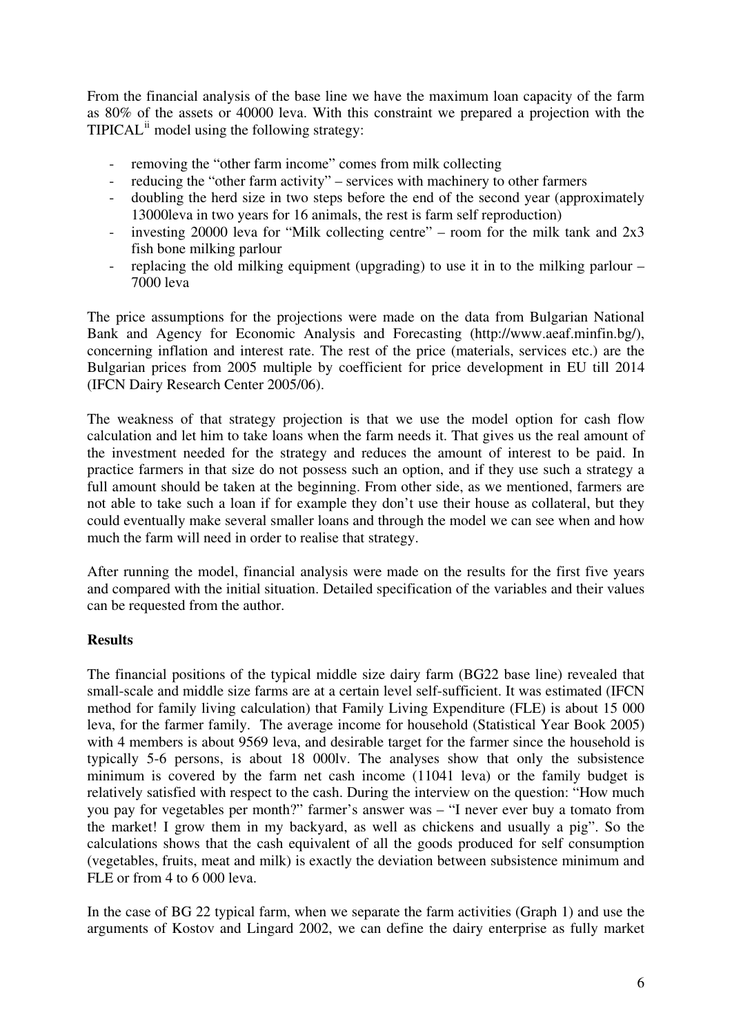From the financial analysis of the base line we have the maximum loan capacity of the farm as 80% of the assets or 40000 leva. With this constraint we prepared a projection with the TIPICAL[ii] model using the following strategy:

- removing the "other farm income" comes from milk collecting
- reducing the "other farm activity" – services with machinery to other farmers
- doubling the herd size in two steps before the end of the second year (approximately 13000leva in two years for 16 animals, the rest is farm self reproduction)
- investing 20000 leva for "Milk collecting centre" – room for the milk tank and 2x3 fish bone milking parlour
- replacing the old milking equipment (upgrading) to use it in to the milking parlour – 7000 leva

The price assumptions for the projections were made on the data from Bulgarian National Bank and Agency for Economic Analysis and Forecasting (http://www.aeaf.minfin.bg/), concerning inflation and interest rate. The rest of the price (materials, services etc.) are the Bulgarian prices from 2005 multiple by coefficient for price development in EU till 2014 (IFCN Dairy Research Center 2005/06).

The weakness of that strategy projection is that we use the model option for cash flow calculation and let him to take loans when the farm needs it. That gives us the real amount of the investment needed for the strategy and reduces the amount of interest to be paid. In practice farmers in that size do not possess such an option, and if they use such a strategy a full amount should be taken at the beginning. From other side, as we mentioned, farmers are not able to take such a loan if for example they don't use their house as collateral, but they could eventually make several smaller loans and through the model we can see when and how much the farm will need in order to realise that strategy.

After running the model, financial analysis were made on the results for the first five years and compared with the initial situation. Detailed specification of the variables and their values can be requested from the author.

## Results

The financial positions of the typical middle size dairy farm (BG22 base line) revealed that small-scale and middle size farms are at a certain level self-sufficient. It was estimated (IFCN method for family living calculation) that Family Living Expenditure (FLE) is about 15 000 leva, for the farmer family. The average income for household (Statistical Year Book 2005) with 4 members is about 9569 leva, and desirable target for the farmer since the household is typically 5-6 persons, is about 18 000lv. The analyses show that only the subsistence minimum is covered by the farm net cash income (11041 leva) or the family budget is relatively satisfied with respect to the cash. During the interview on the question: "How much you pay for vegetables per month?" farmer's answer was – "I never ever buy a tomato from the market! I grow them in my backyard, as well as chickens and usually a pig". So the calculations shows that the cash equivalent of all the goods produced for self consumption (vegetables, fruits, meat and milk) is exactly the deviation between subsistence minimum and FLE or from 4 to 6 000 leva.

In the case of BG 22 typical farm, when we separate the farm activities (Graph 1) and use the arguments of Kostov and Lingard 2002, we can define the dairy enterprise as fully market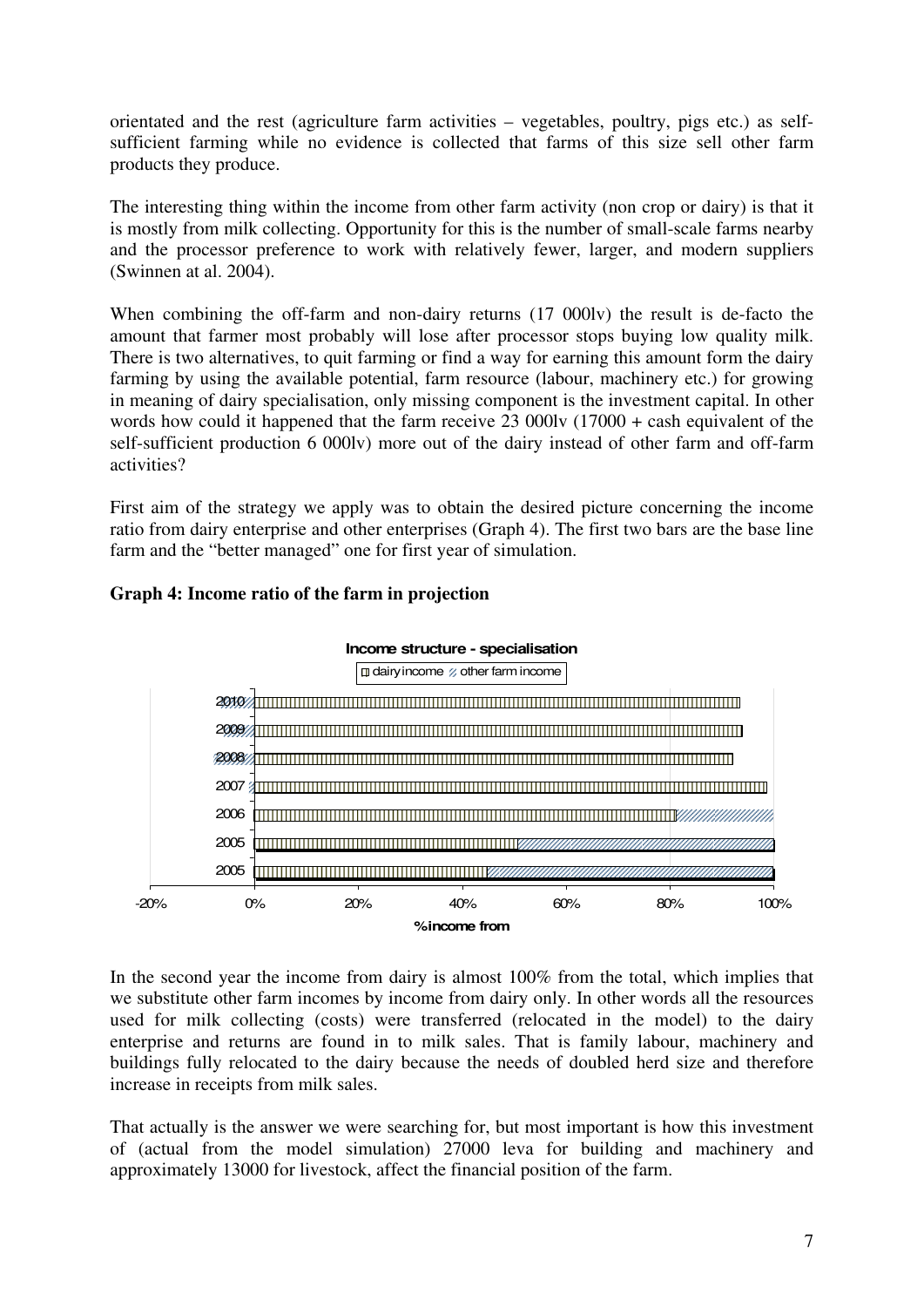orientated and the rest (agriculture farm activities – vegetables, poultry, pigs etc.) as self-sufficient farming while no evidence is collected that farms of this size sell other farm products they produce.

The interesting thing within the income from other farm activity (non crop or dairy) is that it is mostly from milk collecting. Opportunity for this is the number of small-scale farms nearby and the processor preference to work with relatively fewer, larger, and modern suppliers (Swinnen at al. 2004).

When combining the off-farm and non-dairy returns (17 000lv) the result is de-facto the amount that farmer most probably will lose after processor stops buying low quality milk. There is two alternatives, to quit farming or find a way for earning this amount form the dairy farming by using the available potential, farm resource (labour, machinery etc.) for growing in meaning of dairy specialisation, only missing component is the investment capital. In other words how could it happened that the farm receive 23 000lv (17000 + cash equivalent of the self-sufficient production 6 000lv) more out of the dairy instead of other farm and off-farm activities?

First aim of the strategy we apply was to obtain the desired picture concerning the income ratio from dairy enterprise and other enterprises (Graph 4). The first two bars are the base line farm and the "better managed" one for first year of simulation.

**Graph 4: Income ratio of the farm in projection**

Income structure - specialisation

dairy income, other farm income

2010
2009
2008
2007
2006
2005
2005

-20% 0% 20% 40% 60% 80% 100%

%income from

In the second year the income from dairy is almost 100% from the total, which implies that we substitute other farm incomes by income from dairy only. In other words all the resources used for milk collecting (costs) were transferred (relocated in the model) to the dairy enterprise and returns are found in to milk sales. That is family labour, machinery and buildings fully relocated to the dairy because the needs of doubled herd size and therefore increase in receipts from milk sales.

That actually is the answer we were searching for, but most important is how this investment of (actual from the model simulation) 27000 leva for building and machinery and approximately 13000 for livestock, affect the financial position of the farm.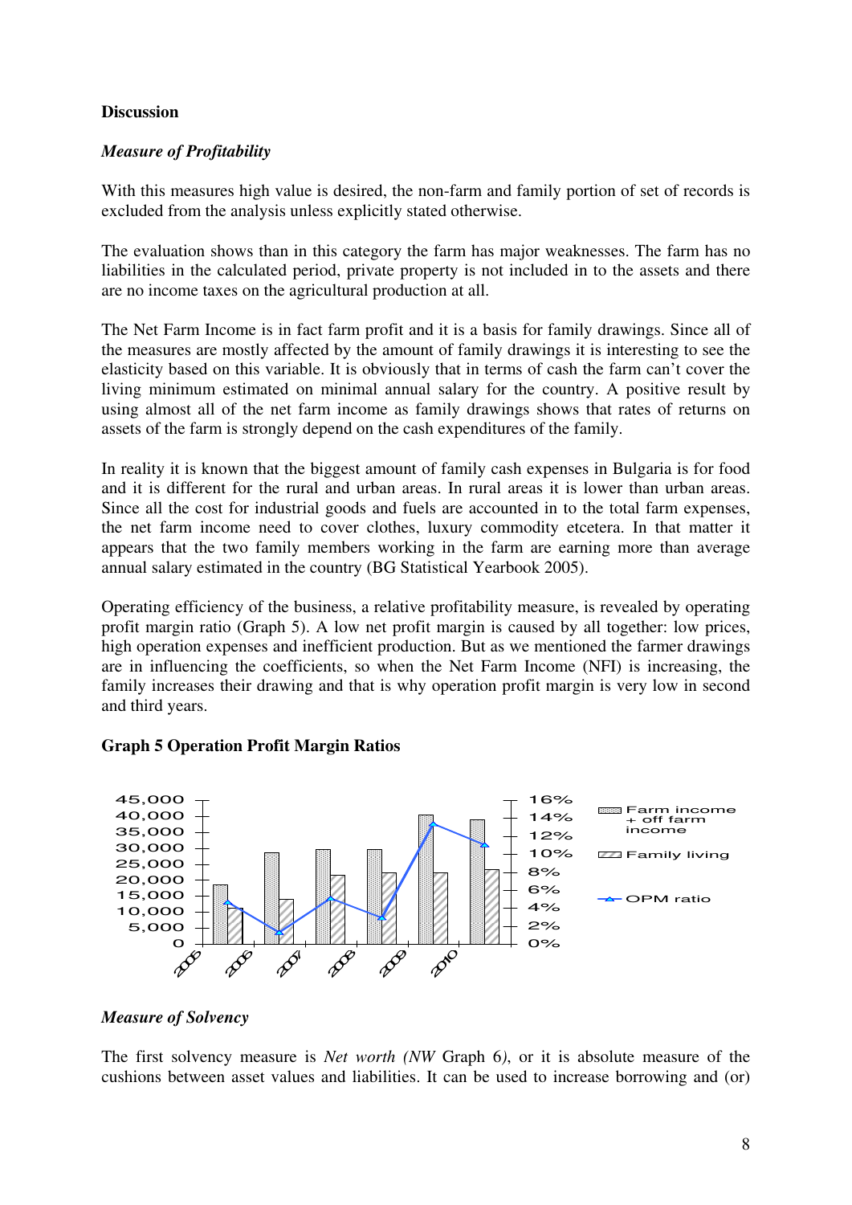**Discussion**

***Measure of Profitability***

With this measures high value is desired, the non-farm and family portion of set of records is excluded from the analysis unless explicitly stated otherwise.

The evaluation shows than in this category the farm has major weaknesses. The farm has no liabilities in the calculated period, private property is not included in to the assets and there are no income taxes on the agricultural production at all.

The Net Farm Income is in fact farm profit and it is a basis for family drawings. Since all of the measures are mostly affected by the amount of family drawings it is interesting to see the elasticity based on this variable. It is obviously that in terms of cash the farm can't cover the living minimum estimated on minimal annual salary for the country. A positive result by using almost all of the net farm income as family drawings shows that rates of returns on assets of the farm is strongly depend on the cash expenditures of the family.

In reality it is known that the biggest amount of family cash expenses in Bulgaria is for food and it is different for the rural and urban areas. In rural areas it is lower than urban areas. Since all the cost for industrial goods and fuels are accounted in to the total farm expenses, the net farm income need to cover clothes, luxury commodity etcetera. In that matter it appears that the two family members working in the farm are earning more than average annual salary estimated in the country (BG Statistical Yearbook 2005).

Operating efficiency of the business, a relative profitability measure, is revealed by operating profit margin ratio (Graph 5). A low net profit margin is caused by all together: low prices, high operation expenses and inefficient production. But as we mentioned the farmer drawings are in influencing the coefficients, so when the Net Farm Income (NFI) is increasing, the family increases their drawing and that is why operation profit margin is very low in second and third years.

**Graph 5 Operation Profit Margin Ratios**

***Measure of Solvency***

The first solvency measure is *Net worth (NW* Graph 6*)*, or it is absolute measure of the cushions between asset values and liabilities. It can be used to increase borrowing and (or)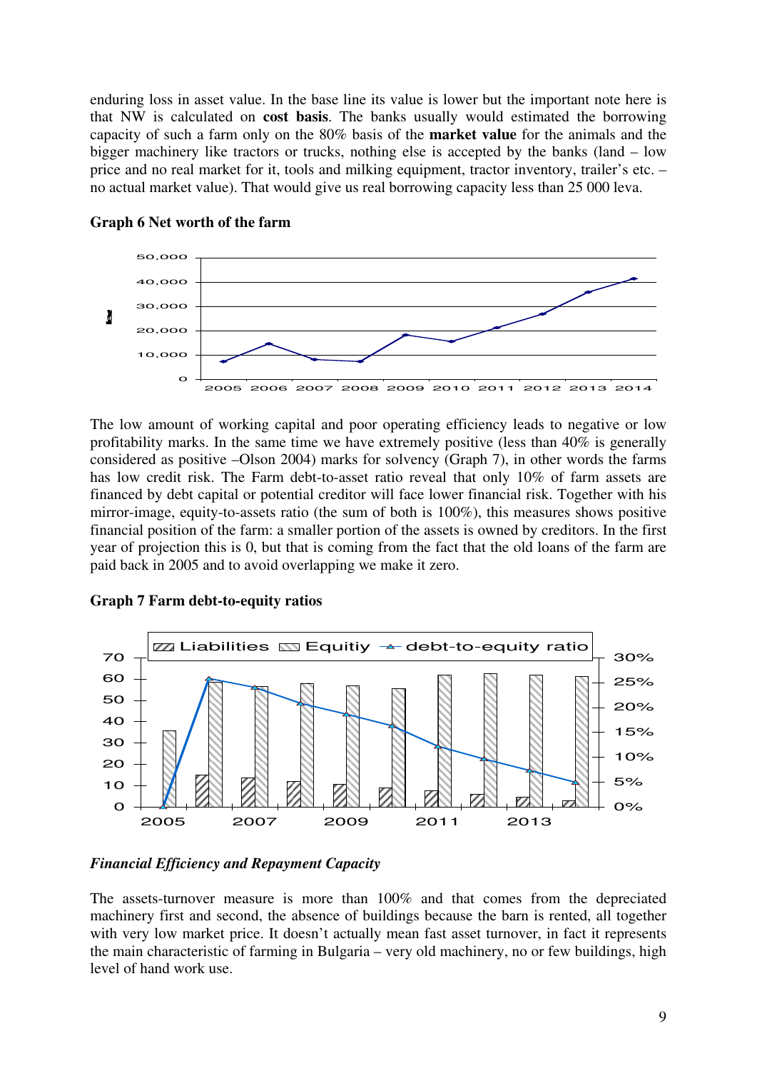enduring loss in asset value. In the base line its value is lower but the important note here is that NW is calculated on **cost basis**. The banks usually would estimated the borrowing capacity of such a farm only on the 80% basis of the **market value** for the animals and the bigger machinery like tractors or trucks, nothing else is accepted by the banks (land – low price and no real market for it, tools and milking equipment, tractor inventory, trailer's etc. – no actual market value). That would give us real borrowing capacity less than 25 000 leva.

**Graph 6 Net worth of the farm**

50,000
40,000
30,000
20,000
10,000
0

2005 2006 2007 2008 2009 2010 2011 2012 2013 2014

The low amount of working capital and poor operating efficiency leads to negative or low profitability marks. In the same time we have extremely positive (less than 40% is generally considered as positive –Olson 2004) marks for solvency (Graph 7), in other words the farms has low credit risk. The Farm debt-to-asset ratio reveal that only 10% of farm assets are financed by debt capital or potential creditor will face lower financial risk. Together with his mirror-image, equity-to-assets ratio (the sum of both is 100%), this measures shows positive financial position of the farm: a smaller portion of the assets is owned by creditors. In the first year of projection this is 0, but that is coming from the fact that the old loans of the farm are paid back in 2005 and to avoid overlapping we make it zero.

**Graph 7 Farm debt-to-equity ratios**

Liabilities  Equitiy  debt-to-equity ratio

70
60
50
40
30
20
10
0

30%
25%
20%
15%
10%
5%
0%

2005 2007 2009 2011 2013

***Financial Efficiency and Repayment Capacity***

The assets-turnover measure is more than 100% and that comes from the depreciated machinery first and second, the absence of buildings because the barn is rented, all together with very low market price. It doesn't actually mean fast asset turnover, in fact it represents the main characteristic of farming in Bulgaria – very old machinery, no or few buildings, high level of hand work use.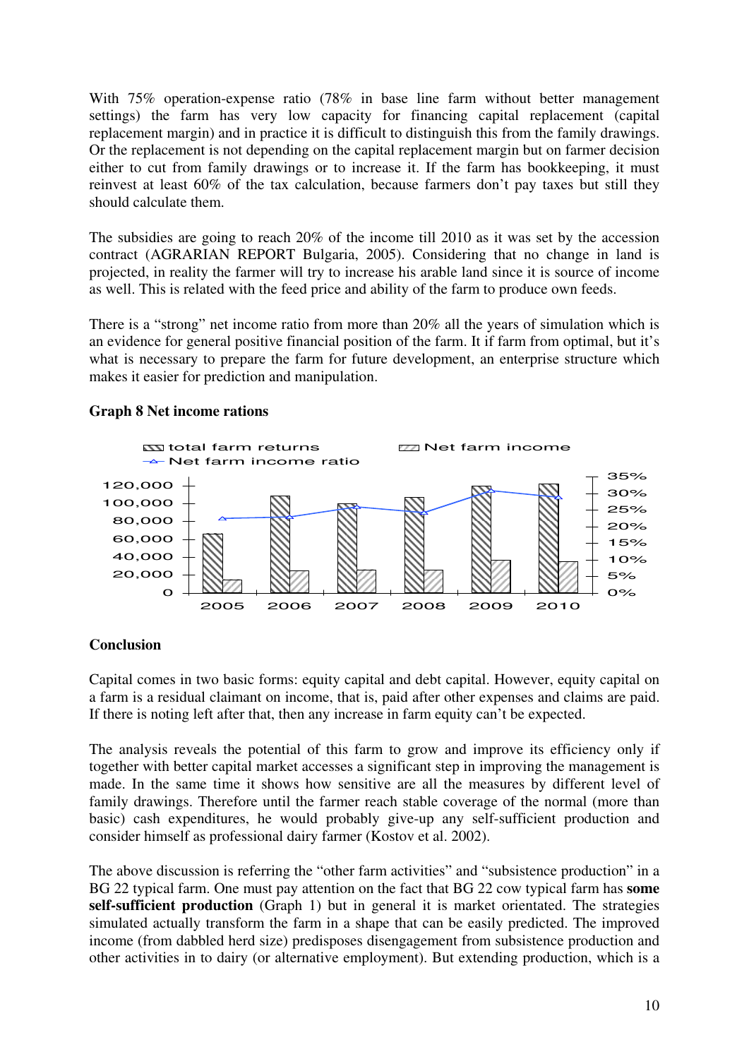With 75% operation-expense ratio (78% in base line farm without better management settings) the farm has very low capacity for financing capital replacement (capital replacement margin) and in practice it is difficult to distinguish this from the family drawings. Or the replacement is not depending on the capital replacement margin but on farmer decision either to cut from family drawings or to increase it. If the farm has bookkeeping, it must reinvest at least 60% of the tax calculation, because farmers don't pay taxes but still they should calculate them.

The subsidies are going to reach 20% of the income till 2010 as it was set by the accession contract (AGRARIAN REPORT Bulgaria, 2005). Considering that no change in land is projected, in reality the farmer will try to increase his arable land since it is source of income as well. This is related with the feed price and ability of the farm to produce own feeds.

There is a "strong" net income ratio from more than 20% all the years of simulation which is an evidence for general positive financial position of the farm. It if farm from optimal, but it's what is necessary to prepare the farm for future development, an enterprise structure which makes it easier for prediction and manipulation.

**Graph 8 Net income rations**

total farm returns
Net farm income
Net farm income ratio

120,000
100,000
80,000
60,000
40,000
20,000
0

35%
30%
25%
20%
15%
10%
5%
0%

2005 2006 2007 2008 2009 2010

**Conclusion**

Capital comes in two basic forms: equity capital and debt capital. However, equity capital on a farm is a residual claimant on income, that is, paid after other expenses and claims are paid. If there is noting left after that, then any increase in farm equity can't be expected.

The analysis reveals the potential of this farm to grow and improve its efficiency only if together with better capital market accesses a significant step in improving the management is made. In the same time it shows how sensitive are all the measures by different level of family drawings. Therefore until the farmer reach stable coverage of the normal (more than basic) cash expenditures, he would probably give-up any self-sufficient production and consider himself as professional dairy farmer (Kostov et al. 2002).

The above discussion is referring the "other farm activities" and "subsistence production" in a BG 22 typical farm. One must pay attention on the fact that BG 22 cow typical farm has **some self-sufficient production** (Graph 1) but in general it is market orientated. The strategies simulated actually transform the farm in a shape that can be easily predicted. The improved income (from dabbled herd size) predisposes disengagement from subsistence production and other activities in to dairy (or alternative employment). But extending production, which is a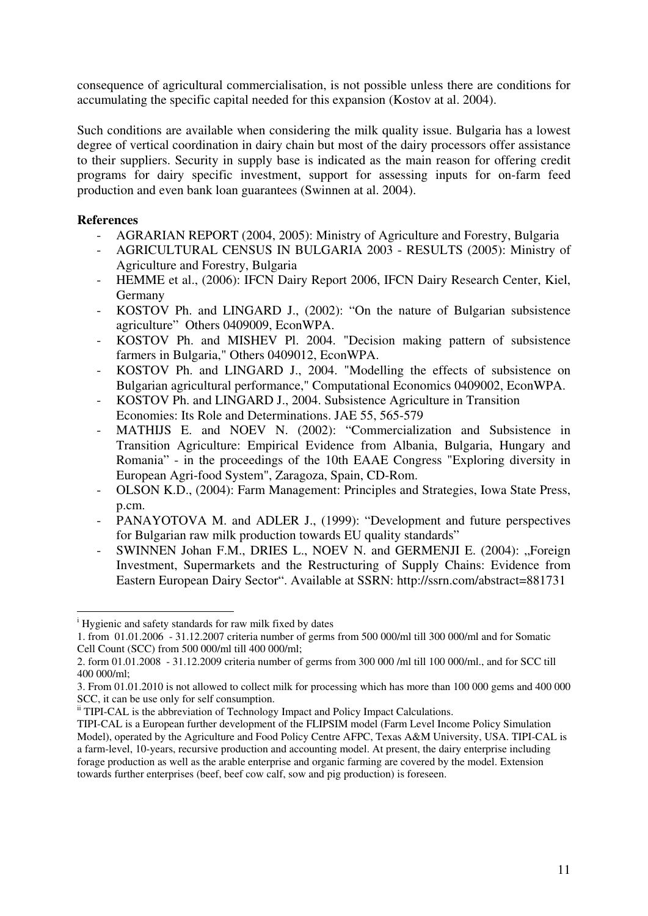consequence of agricultural commercialisation, is not possible unless there are conditions for accumulating the specific capital needed for this expansion (Kostov at al. 2004).

Such conditions are available when considering the milk quality issue. Bulgaria has a lowest degree of vertical coordination in dairy chain but most of the dairy processors offer assistance to their suppliers. Security in supply base is indicated as the main reason for offering credit programs for dairy specific investment, support for assessing inputs for on-farm feed production and even bank loan guarantees (Swinnen at al. 2004).

**References**

- AGRARIAN REPORT (2004, 2005): Ministry of Agriculture and Forestry, Bulgaria
- AGRICULTURAL CENSUS IN BULGARIA 2003 - RESULTS (2005): Ministry of Agriculture and Forestry, Bulgaria
- HEMME et al., (2006): IFCN Dairy Report 2006, IFCN Dairy Research Center, Kiel, Germany
- KOSTOV Ph. and LINGARD J., (2002): "On the nature of Bulgarian subsistence agriculture" Others 0409009, EconWPA.
- KOSTOV Ph. and MISHEV Pl. 2004. "Decision making pattern of subsistence farmers in Bulgaria," Others 0409012, EconWPA.
- KOSTOV Ph. and LINGARD J., 2004. "Modelling the effects of subsistence on Bulgarian agricultural performance," Computational Economics 0409002, EconWPA.
- KOSTOV Ph. and LINGARD J., 2004. Subsistence Agriculture in Transition Economies: Its Role and Determinations. JAE 55, 565-579
- MATHIJS E. and NOEV N. (2002): "Commercialization and Subsistence in Transition Agriculture: Empirical Evidence from Albania, Bulgaria, Hungary and Romania" - in the proceedings of the 10th EAAE Congress "Exploring diversity in European Agri-food System", Zaragoza, Spain, CD-Rom.
- OLSON K.D., (2004): Farm Management: Principles and Strategies, Iowa State Press, p.cm.
- PANAYOTOVA M. and ADLER J., (1999): "Development and future perspectives for Bulgarian raw milk production towards EU quality standards"
- SWINNEN Johan F.M., DRIES L., NOEV N. and GERMENJI E. (2004): „Foreign Investment, Supermarkets and the Restructuring of Supply Chains: Evidence from Eastern European Dairy Sector". Available at SSRN: http://ssrn.com/abstract=881731

---

[i] Hygienic and safety standards for raw milk fixed by dates

1. from 01.01.2006 - 31.12.2007 criteria number of germs from 500 000/ml till 300 000/ml and for Somatic Cell Count (SCC) from 500 000/ml till 400 000/ml;

2. form 01.01.2008 - 31.12.2009 criteria number of germs from 300 000 /ml till 100 000/ml., and for SCC till 400 000/ml;

3. From 01.01.2010 is not allowed to collect milk for processing which has more than 100 000 gems and 400 000 SCC, it can be use only for self consumption.

[ii] TIPI-CAL is the abbreviation of Technology Impact and Policy Impact Calculations.

TIPI-CAL is a European further development of the FLIPSIM model (Farm Level Income Policy Simulation Model), operated by the Agriculture and Food Policy Centre AFPC, Texas A&M University, USA. TIPI-CAL is a farm-level, 10-years, recursive production and accounting model. At present, the dairy enterprise including forage production as well as the arable enterprise and organic farming are covered by the model. Extension towards further enterprises (beef, beef cow calf, sow and pig production) is foreseen.